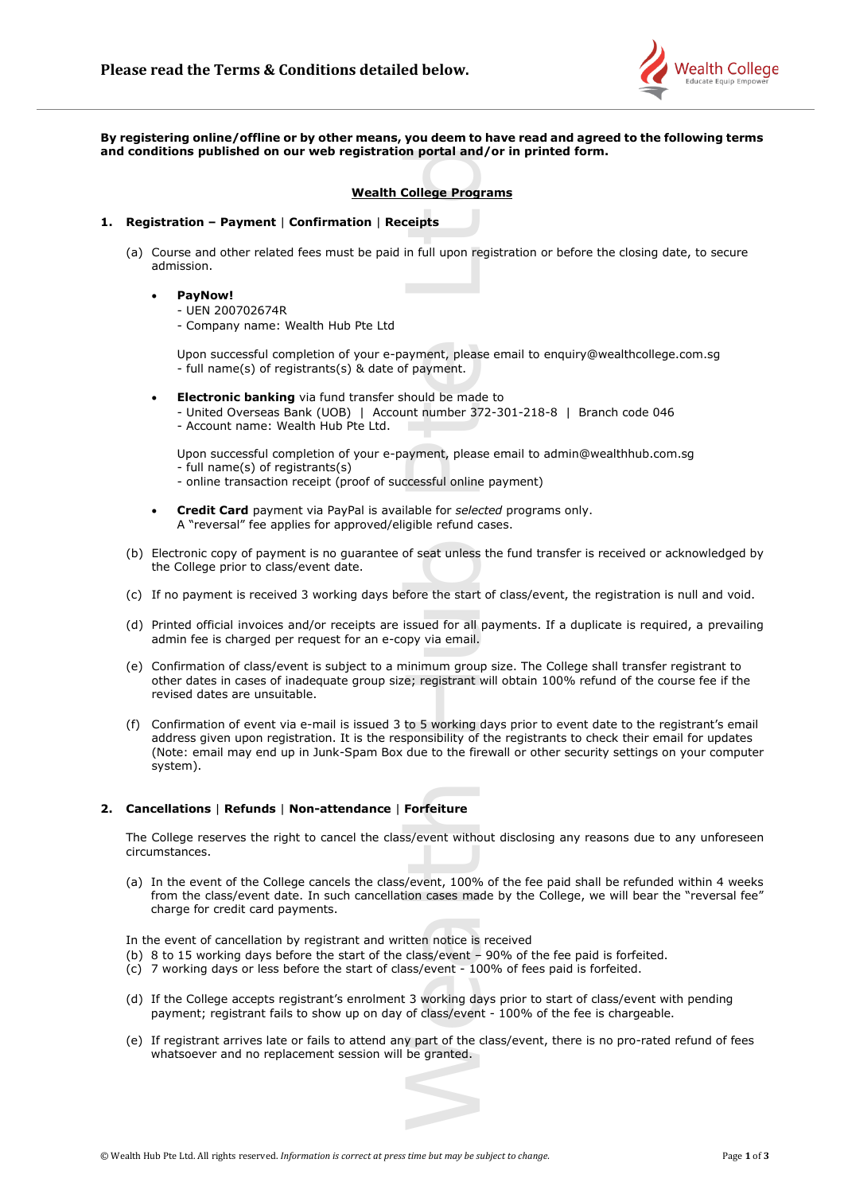**Please read the Terms & Conditions detailed below.**

**By registering online/offline or by other means, you deem to have read and agreed to the following terms and conditions published on our web registration portal and/or in printed form.**

## Wealth College Programs

### 1. Registration – Payment | Confirmation | Receipts

(a) Course and other related fees must be paid in full upon registration or before the closing date, to secure admission.

- **PayNow!**
  - UEN 200702674R
  - Company name: Wealth Hub Pte Ltd

  Upon successful completion of your e-payment, please email to enquiry@wealthcollege.com.sg
  - full name(s) of registrants(s) & date of payment.

- **Electronic banking** via fund transfer should be made to
  - United Overseas Bank (UOB) | Account number 372-301-218-8 | Branch code 046
  - Account name: Wealth Hub Pte Ltd.

  Upon successful completion of your e-payment, please email to admin@wealthhub.com.sg
  - full name(s) of registrants(s)
  - online transaction receipt (proof of successful online payment)

- **Credit Card** payment via PayPal is available for *selected* programs only.
  A "reversal" fee applies for approved/eligible refund cases.

(b) Electronic copy of payment is no guarantee of seat unless the fund transfer is received or acknowledged by the College prior to class/event date.

(c) If no payment is received 3 working days before the start of class/event, the registration is null and void.

(d) Printed official invoices and/or receipts are issued for all payments. If a duplicate is required, a prevailing admin fee is charged per request for an e-copy via email.

(e) Confirmation of class/event is subject to a minimum group size. The College shall transfer registrant to other dates in cases of inadequate group size; registrant will obtain 100% refund of the course fee if the revised dates are unsuitable.

(f) Confirmation of event via e-mail is issued 3 to 5 working days prior to event date to the registrant's email address given upon registration. It is the responsibility of the registrants to check their email for updates (Note: email may end up in Junk-Spam Box due to the firewall or other security settings on your computer system).

### 2. Cancellations | Refunds | Non-attendance | Forfeiture

The College reserves the right to cancel the class/event without disclosing any reasons due to any unforeseen circumstances.

(a) In the event of the College cancels the class/event, 100% of the fee paid shall be refunded within 4 weeks from the class/event date. In such cancellation cases made by the College, we will bear the "reversal fee" charge for credit card payments.

In the event of cancellation by registrant and written notice is received

(b) 8 to 15 working days before the start of the class/event – 90% of the fee paid is forfeited.

(c) 7 working days or less before the start of class/event - 100% of fees paid is forfeited.

(d) If the College accepts registrant's enrolment 3 working days prior to start of class/event with pending payment; registrant fails to show up on day of class/event - 100% of the fee is chargeable.

(e) If registrant arrives late or fails to attend any part of the class/event, there is no pro-rated refund of fees whatsoever and no replacement session will be granted.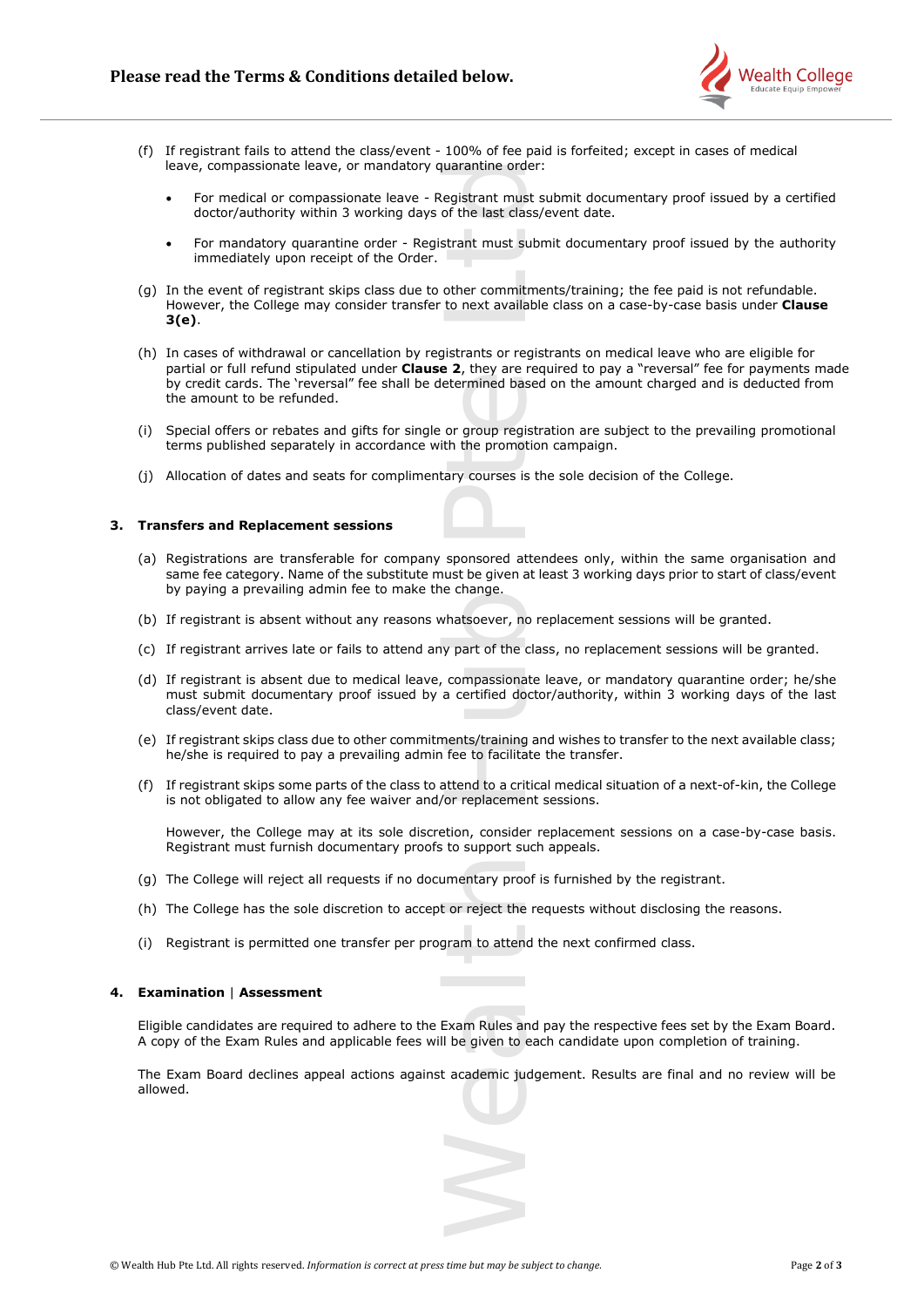(f) If registrant fails to attend the class/event - 100% of fee paid is forfeited; except in cases of medical leave, compassionate leave, or mandatory quarantine order:

- For medical or compassionate leave - Registrant must submit documentary proof issued by a certified doctor/authority within 3 working days of the last class/event date.
- For mandatory quarantine order - Registrant must submit documentary proof issued by the authority immediately upon receipt of the Order.

(g) In the event of registrant skips class due to other commitments/training; the fee paid is not refundable. However, the College may consider transfer to next available class on a case-by-case basis under **Clause 3(e)**.

(h) In cases of withdrawal or cancellation by registrants or registrants on medical leave who are eligible for partial or full refund stipulated under **Clause 2**, they are required to pay a "reversal" fee for payments made by credit cards. The 'reversal" fee shall be determined based on the amount charged and is deducted from the amount to be refunded.

(i) Special offers or rebates and gifts for single or group registration are subject to the prevailing promotional terms published separately in accordance with the promotion campaign.

(j) Allocation of dates and seats for complimentary courses is the sole decision of the College.

### 3. Transfers and Replacement sessions

(a) Registrations are transferable for company sponsored attendees only, within the same organisation and same fee category. Name of the substitute must be given at least 3 working days prior to start of class/event by paying a prevailing admin fee to make the change.

(b) If registrant is absent without any reasons whatsoever, no replacement sessions will be granted.

(c) If registrant arrives late or fails to attend any part of the class, no replacement sessions will be granted.

(d) If registrant is absent due to medical leave, compassionate leave, or mandatory quarantine order; he/she must submit documentary proof issued by a certified doctor/authority, within 3 working days of the last class/event date.

(e) If registrant skips class due to other commitments/training and wishes to transfer to the next available class; he/she is required to pay a prevailing admin fee to facilitate the transfer.

(f) If registrant skips some parts of the class to attend to a critical medical situation of a next-of-kin, the College is not obligated to allow any fee waiver and/or replacement sessions.

However, the College may at its sole discretion, consider replacement sessions on a case-by-case basis. Registrant must furnish documentary proofs to support such appeals.

(g) The College will reject all requests if no documentary proof is furnished by the registrant.

(h) The College has the sole discretion to accept or reject the requests without disclosing the reasons.

(i) Registrant is permitted one transfer per program to attend the next confirmed class.

### 4. Examination | Assessment

Eligible candidates are required to adhere to the Exam Rules and pay the respective fees set by the Exam Board. A copy of the Exam Rules and applicable fees will be given to each candidate upon completion of training.

The Exam Board declines appeal actions against academic judgement. Results are final and no review will be allowed.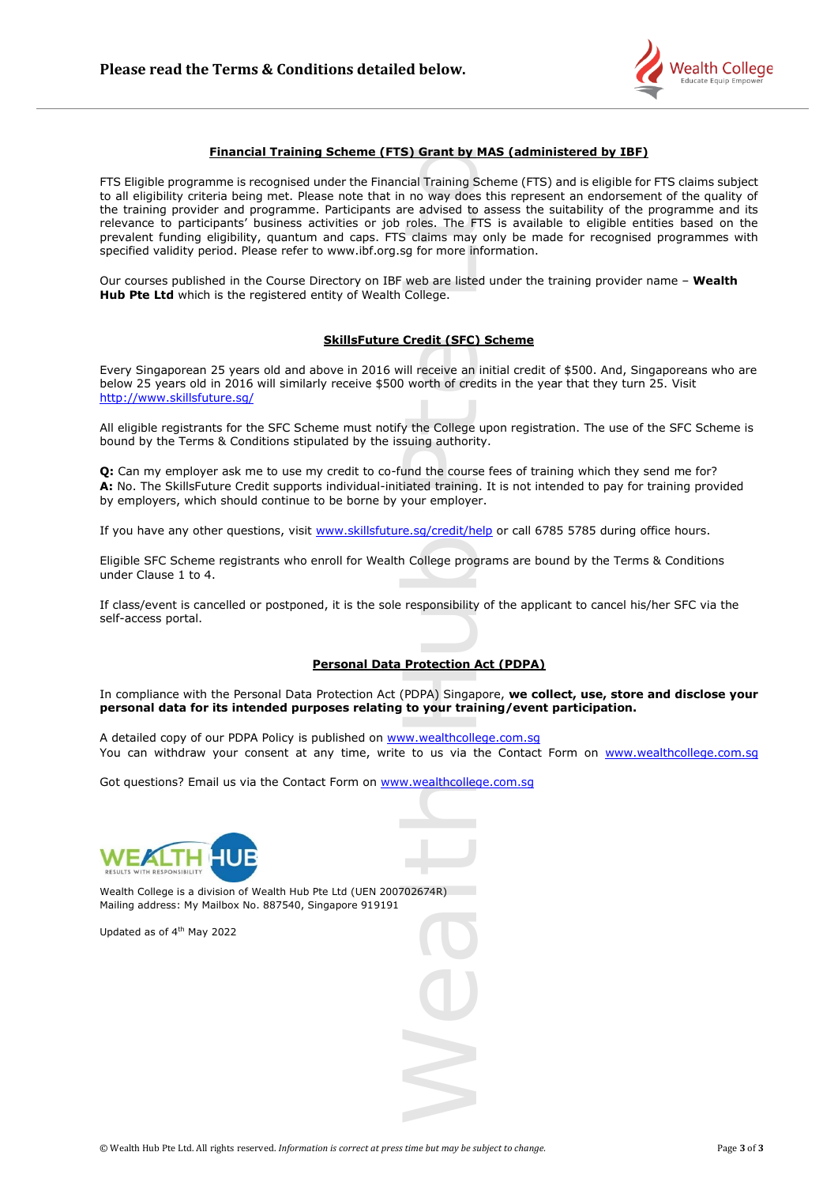**Please read the Terms & Conditions detailed below.**

## Financial Training Scheme (FTS) Grant by MAS (administered by IBF)

FTS Eligible programme is recognised under the Financial Training Scheme (FTS) and is eligible for FTS claims subject to all eligibility criteria being met. Please note that in no way does this represent an endorsement of the quality of the training provider and programme. Participants are advised to assess the suitability of the programme and its relevance to participants' business activities or job roles. The FTS is available to eligible entities based on the prevalent funding eligibility, quantum and caps. FTS claims may only be made for recognised programmes with specified validity period. Please refer to www.ibf.org.sg for more information.

Our courses published in the Course Directory on IBF web are listed under the training provider name – **Wealth Hub Pte Ltd** which is the registered entity of Wealth College.

## SkillsFuture Credit (SFC) Scheme

Every Singaporean 25 years old and above in 2016 will receive an initial credit of $500. And, Singaporeans who are below 25 years old in 2016 will similarly receive $500 worth of credits in the year that they turn 25. Visit http://www.skillsfuture.sg/

All eligible registrants for the SFC Scheme must notify the College upon registration. The use of the SFC Scheme is bound by the Terms & Conditions stipulated by the issuing authority.

**Q:** Can my employer ask me to use my credit to co-fund the course fees of training which they send me for?
**A:** No. The SkillsFuture Credit supports individual-initiated training. It is not intended to pay for training provided by employers, which should continue to be borne by your employer.

If you have any other questions, visit www.skillsfuture.sg/credit/help or call 6785 5785 during office hours.

Eligible SFC Scheme registrants who enroll for Wealth College programs are bound by the Terms & Conditions under Clause 1 to 4.

If class/event is cancelled or postponed, it is the sole responsibility of the applicant to cancel his/her SFC via the self-access portal.

## Personal Data Protection Act (PDPA)

In compliance with the Personal Data Protection Act (PDPA) Singapore, **we collect, use, store and disclose your personal data for its intended purposes relating to your training/event participation.**

A detailed copy of our PDPA Policy is published on www.wealthcollege.com.sg
You can withdraw your consent at any time, write to us via the Contact Form on www.wealthcollege.com.sg

Got questions? Email us via the Contact Form on www.wealthcollege.com.sg

Wealth College is a division of Wealth Hub Pte Ltd (UEN 200702674R)
Mailing address: My Mailbox No. 887540, Singapore 919191

Updated as of 4th May 2022

© Wealth Hub Pte Ltd. All rights reserved. *Information is correct at press time but may be subject to change.*